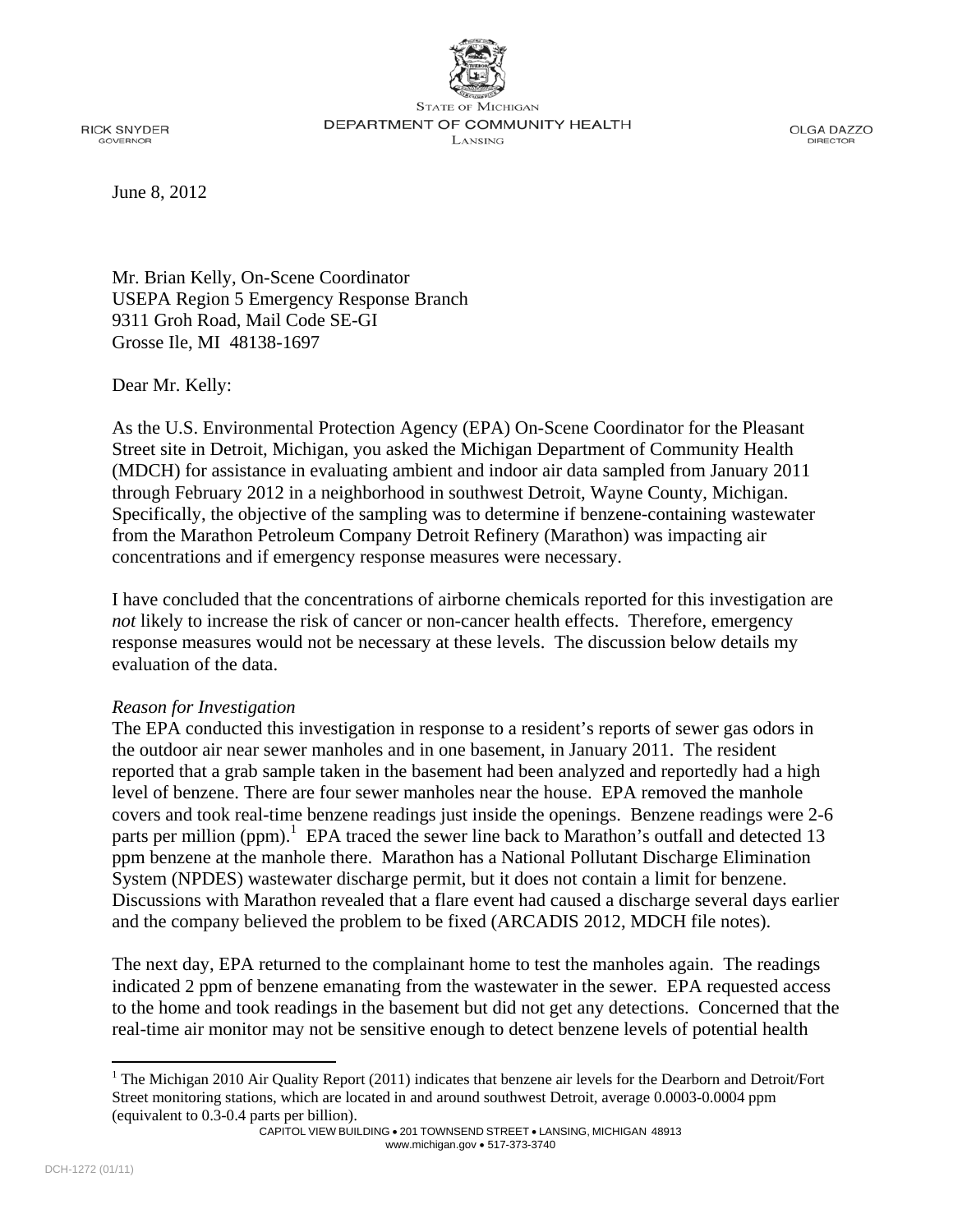RICK SNYDER
GOVERNOR

STATE OF MICHIGAN
DEPARTMENT OF COMMUNITY HEALTH
LANSING

OLGA DAZZO
DIRECTOR

June 8, 2012

Mr. Brian Kelly, On-Scene Coordinator
USEPA Region 5 Emergency Response Branch
9311 Groh Road, Mail Code SE-GI
Grosse Ile, MI 48138-1697

Dear Mr. Kelly:

As the U.S. Environmental Protection Agency (EPA) On-Scene Coordinator for the Pleasant Street site in Detroit, Michigan, you asked the Michigan Department of Community Health (MDCH) for assistance in evaluating ambient and indoor air data sampled from January 2011 through February 2012 in a neighborhood in southwest Detroit, Wayne County, Michigan. Specifically, the objective of the sampling was to determine if benzene-containing wastewater from the Marathon Petroleum Company Detroit Refinery (Marathon) was impacting air concentrations and if emergency response measures were necessary.

I have concluded that the concentrations of airborne chemicals reported for this investigation are *not* likely to increase the risk of cancer or non-cancer health effects. Therefore, emergency response measures would not be necessary at these levels. The discussion below details my evaluation of the data.

*Reason for Investigation*

The EPA conducted this investigation in response to a resident's reports of sewer gas odors in the outdoor air near sewer manholes and in one basement, in January 2011. The resident reported that a grab sample taken in the basement had been analyzed and reportedly had a high level of benzene. There are four sewer manholes near the house. EPA removed the manhole covers and took real-time benzene readings just inside the openings. Benzene readings were 2-6 parts per million (ppm).[1] EPA traced the sewer line back to Marathon's outfall and detected 13 ppm benzene at the manhole there. Marathon has a National Pollutant Discharge Elimination System (NPDES) wastewater discharge permit, but it does not contain a limit for benzene. Discussions with Marathon revealed that a flare event had caused a discharge several days earlier and the company believed the problem to be fixed (ARCADIS 2012, MDCH file notes).

The next day, EPA returned to the complainant home to test the manholes again. The readings indicated 2 ppm of benzene emanating from the wastewater in the sewer. EPA requested access to the home and took readings in the basement but did not get any detections. Concerned that the real-time air monitor may not be sensitive enough to detect benzene levels of potential health

[1] The Michigan 2010 Air Quality Report (2011) indicates that benzene air levels for the Dearborn and Detroit/Fort Street monitoring stations, which are located in and around southwest Detroit, average 0.0003-0.0004 ppm (equivalent to 0.3-0.4 parts per billion).

CAPITOL VIEW BUILDING • 201 TOWNSEND STREET • LANSING, MICHIGAN 48913
www.michigan.gov • 517-373-3740

DCH-1272 (01/11)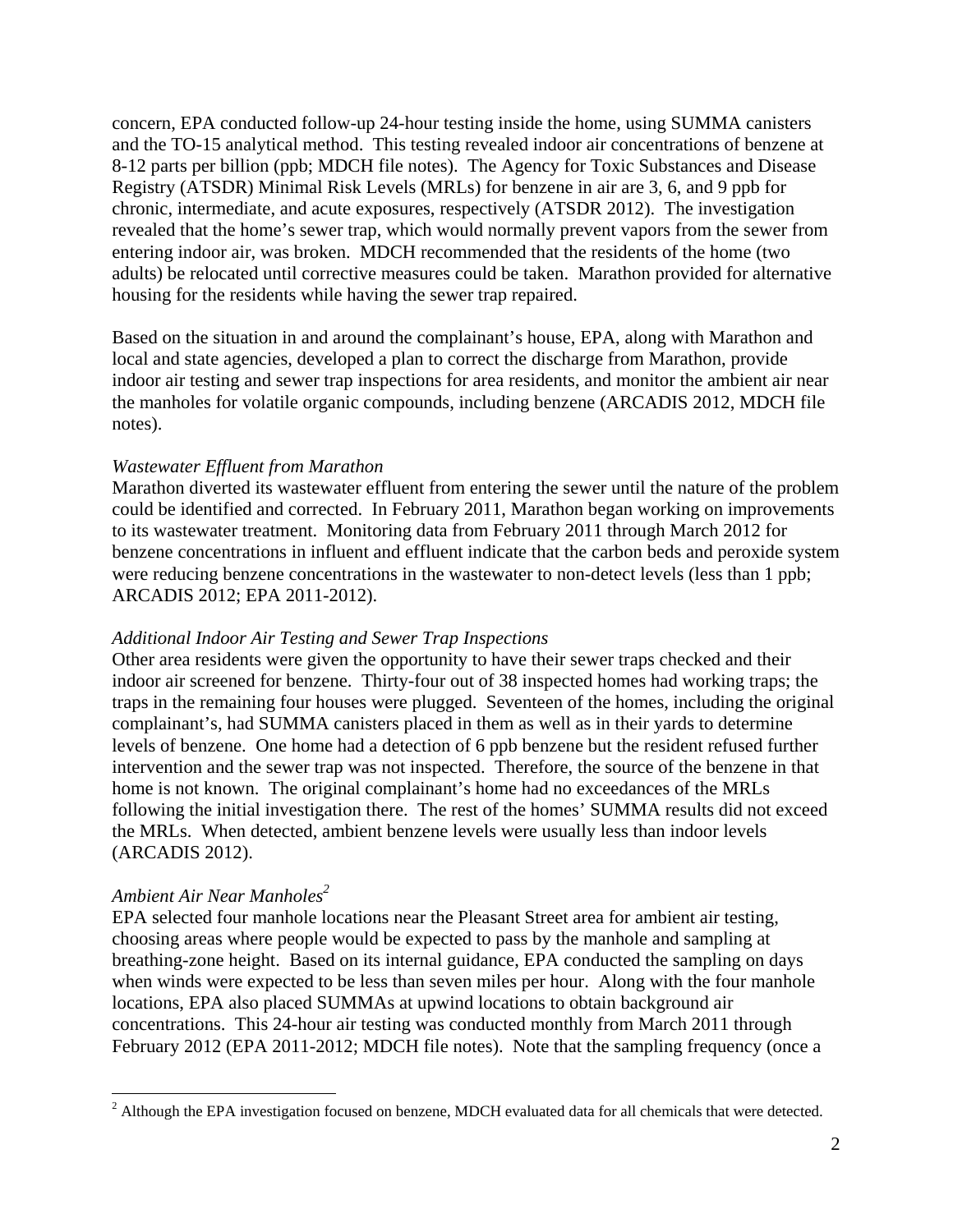concern, EPA conducted follow-up 24-hour testing inside the home, using SUMMA canisters and the TO-15 analytical method. This testing revealed indoor air concentrations of benzene at 8-12 parts per billion (ppb; MDCH file notes). The Agency for Toxic Substances and Disease Registry (ATSDR) Minimal Risk Levels (MRLs) for benzene in air are 3, 6, and 9 ppb for chronic, intermediate, and acute exposures, respectively (ATSDR 2012). The investigation revealed that the home's sewer trap, which would normally prevent vapors from the sewer from entering indoor air, was broken. MDCH recommended that the residents of the home (two adults) be relocated until corrective measures could be taken. Marathon provided for alternative housing for the residents while having the sewer trap repaired.

Based on the situation in and around the complainant's house, EPA, along with Marathon and local and state agencies, developed a plan to correct the discharge from Marathon, provide indoor air testing and sewer trap inspections for area residents, and monitor the ambient air near the manholes for volatile organic compounds, including benzene (ARCADIS 2012, MDCH file notes).

*Wastewater Effluent from Marathon*

Marathon diverted its wastewater effluent from entering the sewer until the nature of the problem could be identified and corrected. In February 2011, Marathon began working on improvements to its wastewater treatment. Monitoring data from February 2011 through March 2012 for benzene concentrations in influent and effluent indicate that the carbon beds and peroxide system were reducing benzene concentrations in the wastewater to non-detect levels (less than 1 ppb; ARCADIS 2012; EPA 2011-2012).

*Additional Indoor Air Testing and Sewer Trap Inspections*

Other area residents were given the opportunity to have their sewer traps checked and their indoor air screened for benzene. Thirty-four out of 38 inspected homes had working traps; the traps in the remaining four houses were plugged. Seventeen of the homes, including the original complainant's, had SUMMA canisters placed in them as well as in their yards to determine levels of benzene. One home had a detection of 6 ppb benzene but the resident refused further intervention and the sewer trap was not inspected. Therefore, the source of the benzene in that home is not known. The original complainant's home had no exceedances of the MRLs following the initial investigation there. The rest of the homes' SUMMA results did not exceed the MRLs. When detected, ambient benzene levels were usually less than indoor levels (ARCADIS 2012).

*Ambient Air Near Manholes*[2]

EPA selected four manhole locations near the Pleasant Street area for ambient air testing, choosing areas where people would be expected to pass by the manhole and sampling at breathing-zone height. Based on its internal guidance, EPA conducted the sampling on days when winds were expected to be less than seven miles per hour. Along with the four manhole locations, EPA also placed SUMMAs at upwind locations to obtain background air concentrations. This 24-hour air testing was conducted monthly from March 2011 through February 2012 (EPA 2011-2012; MDCH file notes). Note that the sampling frequency (once a

[2] Although the EPA investigation focused on benzene, MDCH evaluated data for all chemicals that were detected.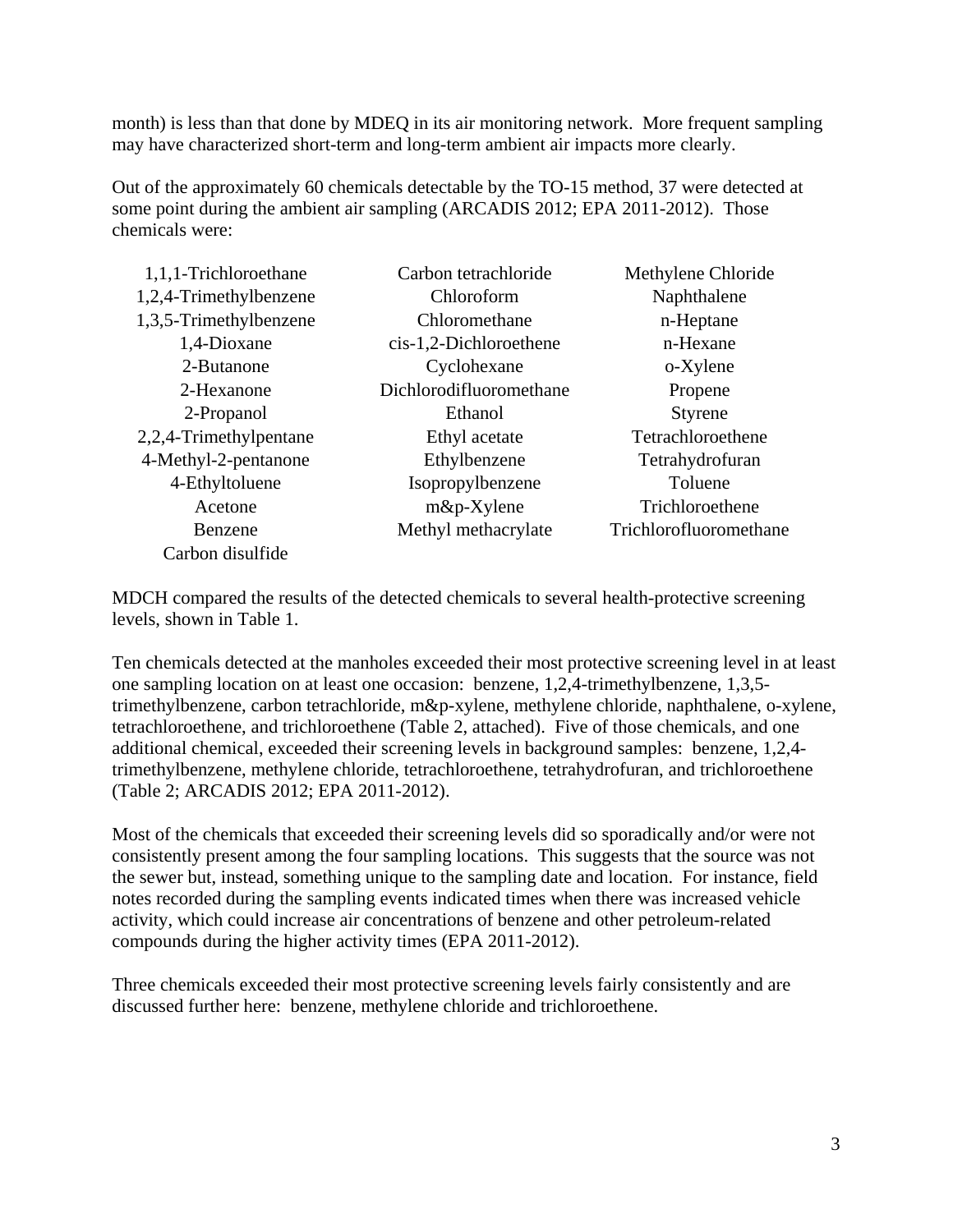month) is less than that done by MDEQ in its air monitoring network. More frequent sampling may have characterized short-term and long-term ambient air impacts more clearly.

Out of the approximately 60 chemicals detectable by the TO-15 method, 37 were detected at some point during the ambient air sampling (ARCADIS 2012; EPA 2011-2012). Those chemicals were:

| | | |
|---|---|---|
| 1,1,1-Trichloroethane | Carbon tetrachloride | Methylene Chloride |
| 1,2,4-Trimethylbenzene | Chloroform | Naphthalene |
| 1,3,5-Trimethylbenzene | Chloromethane | n-Heptane |
| 1,4-Dioxane | cis-1,2-Dichloroethene | n-Hexane |
| 2-Butanone | Cyclohexane | o-Xylene |
| 2-Hexanone | Dichlorodifluoromethane | Propene |
| 2-Propanol | Ethanol | Styrene |
| 2,2,4-Trimethylpentane | Ethyl acetate | Tetrachloroethene |
| 4-Methyl-2-pentanone | Ethylbenzene | Tetrahydrofuran |
| 4-Ethyltoluene | Isopropylbenzene | Toluene |
| Acetone | m&p-Xylene | Trichloroethene |
| Benzene | Methyl methacrylate | Trichlorofluoromethane |
| Carbon disulfide | | |

MDCH compared the results of the detected chemicals to several health-protective screening levels, shown in Table 1.

Ten chemicals detected at the manholes exceeded their most protective screening level in at least one sampling location on at least one occasion: benzene, 1,2,4-trimethylbenzene, 1,3,5-trimethylbenzene, carbon tetrachloride, m&p-xylene, methylene chloride, naphthalene, o-xylene, tetrachloroethene, and trichloroethene (Table 2, attached). Five of those chemicals, and one additional chemical, exceeded their screening levels in background samples: benzene, 1,2,4-trimethylbenzene, methylene chloride, tetrachloroethene, tetrahydrofuran, and trichloroethene (Table 2; ARCADIS 2012; EPA 2011-2012).

Most of the chemicals that exceeded their screening levels did so sporadically and/or were not consistently present among the four sampling locations. This suggests that the source was not the sewer but, instead, something unique to the sampling date and location. For instance, field notes recorded during the sampling events indicated times when there was increased vehicle activity, which could increase air concentrations of benzene and other petroleum-related compounds during the higher activity times (EPA 2011-2012).

Three chemicals exceeded their most protective screening levels fairly consistently and are discussed further here: benzene, methylene chloride and trichloroethene.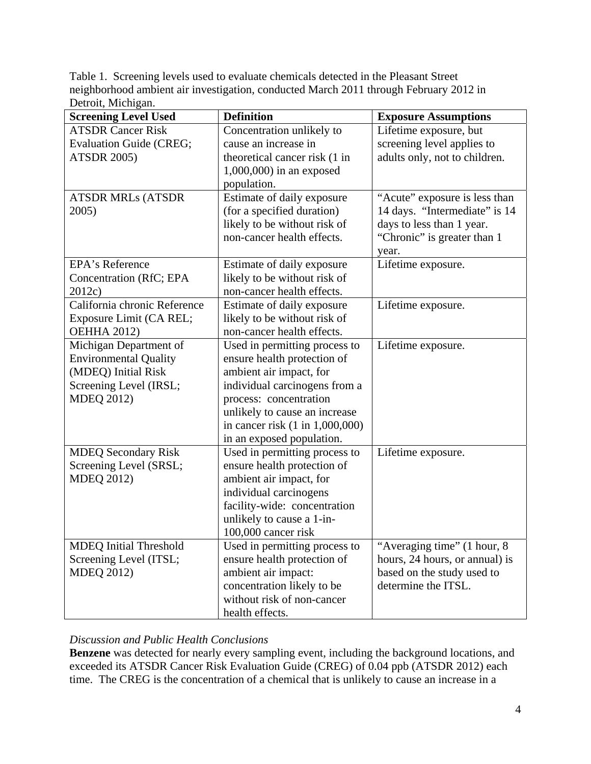Table 1. Screening levels used to evaluate chemicals detected in the Pleasant Street neighborhood ambient air investigation, conducted March 2011 through February 2012 in Detroit, Michigan.

| Screening Level Used | Definition | Exposure Assumptions |
|---|---|---|
| ATSDR Cancer Risk Evaluation Guide (CREG; ATSDR 2005) | Concentration unlikely to cause an increase in theoretical cancer risk (1 in 1,000,000) in an exposed population. | Lifetime exposure, but screening level applies to adults only, not to children. |
| ATSDR MRLs (ATSDR 2005) | Estimate of daily exposure (for a specified duration) likely to be without risk of non-cancer health effects. | "Acute" exposure is less than 14 days. "Intermediate" is 14 days to less than 1 year. "Chronic" is greater than 1 year. |
| EPA's Reference Concentration (RfC; EPA 2012c) | Estimate of daily exposure likely to be without risk of non-cancer health effects. | Lifetime exposure. |
| California chronic Reference Exposure Limit (CA REL; OEHHA 2012) | Estimate of daily exposure likely to be without risk of non-cancer health effects. | Lifetime exposure. |
| Michigan Department of Environmental Quality (MDEQ) Initial Risk Screening Level (IRSL; MDEQ 2012) | Used in permitting process to ensure health protection of ambient air impact, for individual carcinogens from a process: concentration unlikely to cause an increase in cancer risk (1 in 1,000,000) in an exposed population. | Lifetime exposure. |
| MDEQ Secondary Risk Screening Level (SRSL; MDEQ 2012) | Used in permitting process to ensure health protection of ambient air impact, for individual carcinogens facility-wide: concentration unlikely to cause a 1-in-100,000 cancer risk | Lifetime exposure. |
| MDEQ Initial Threshold Screening Level (ITSL; MDEQ 2012) | Used in permitting process to ensure health protection of ambient air impact: concentration likely to be without risk of non-cancer health effects. | "Averaging time" (1 hour, 8 hours, 24 hours, or annual) is based on the study used to determine the ITSL. |

*Discussion and Public Health Conclusions*

**Benzene** was detected for nearly every sampling event, including the background locations, and exceeded its ATSDR Cancer Risk Evaluation Guide (CREG) of 0.04 ppb (ATSDR 2012) each time. The CREG is the concentration of a chemical that is unlikely to cause an increase in a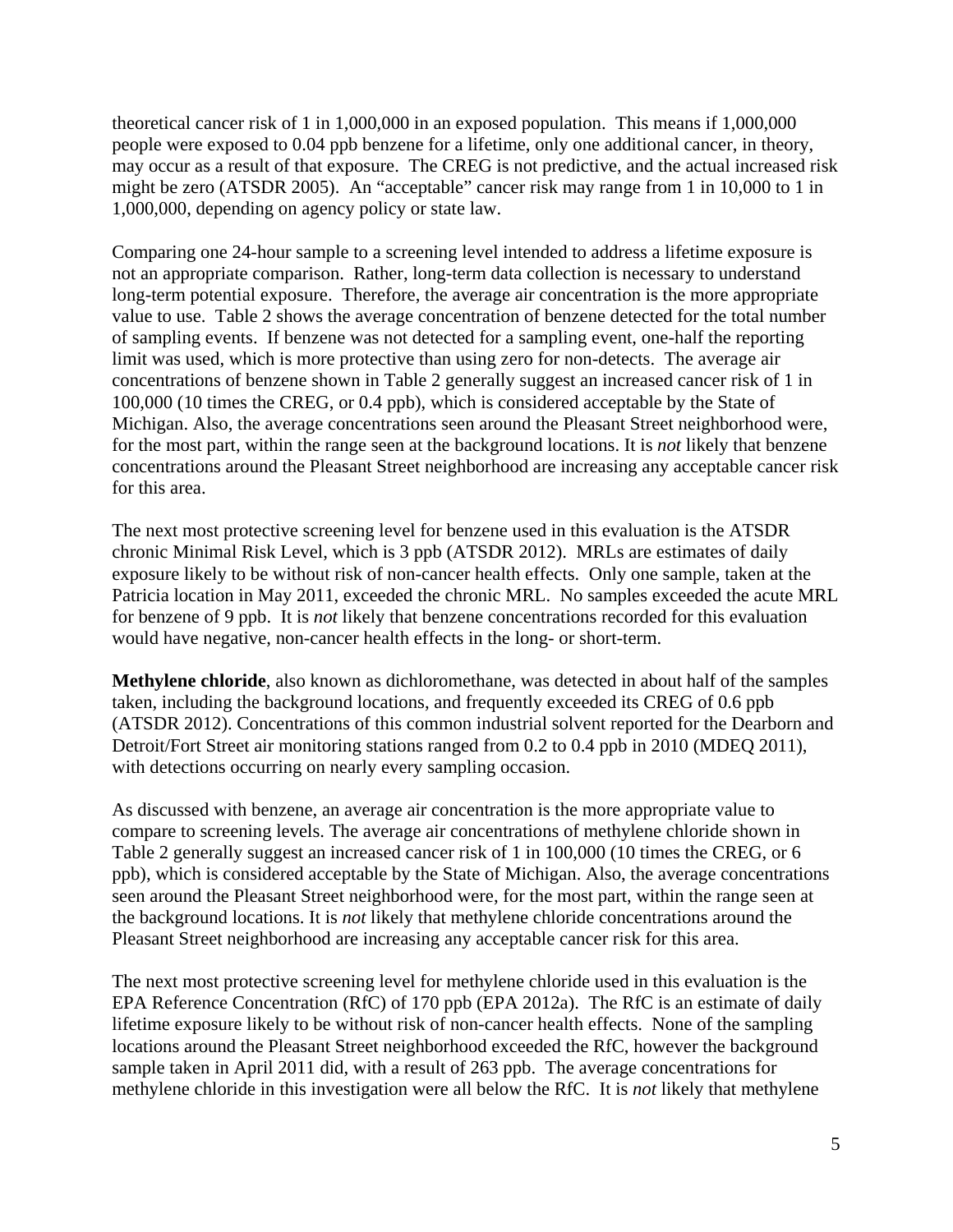theoretical cancer risk of 1 in 1,000,000 in an exposed population. This means if 1,000,000 people were exposed to 0.04 ppb benzene for a lifetime, only one additional cancer, in theory, may occur as a result of that exposure. The CREG is not predictive, and the actual increased risk might be zero (ATSDR 2005). An "acceptable" cancer risk may range from 1 in 10,000 to 1 in 1,000,000, depending on agency policy or state law.

Comparing one 24-hour sample to a screening level intended to address a lifetime exposure is not an appropriate comparison. Rather, long-term data collection is necessary to understand long-term potential exposure. Therefore, the average air concentration is the more appropriate value to use. Table 2 shows the average concentration of benzene detected for the total number of sampling events. If benzene was not detected for a sampling event, one-half the reporting limit was used, which is more protective than using zero for non-detects. The average air concentrations of benzene shown in Table 2 generally suggest an increased cancer risk of 1 in 100,000 (10 times the CREG, or 0.4 ppb), which is considered acceptable by the State of Michigan. Also, the average concentrations seen around the Pleasant Street neighborhood were, for the most part, within the range seen at the background locations. It is *not* likely that benzene concentrations around the Pleasant Street neighborhood are increasing any acceptable cancer risk for this area.

The next most protective screening level for benzene used in this evaluation is the ATSDR chronic Minimal Risk Level, which is 3 ppb (ATSDR 2012). MRLs are estimates of daily exposure likely to be without risk of non-cancer health effects. Only one sample, taken at the Patricia location in May 2011, exceeded the chronic MRL. No samples exceeded the acute MRL for benzene of 9 ppb. It is *not* likely that benzene concentrations recorded for this evaluation would have negative, non-cancer health effects in the long- or short-term.

**Methylene chloride**, also known as dichloromethane, was detected in about half of the samples taken, including the background locations, and frequently exceeded its CREG of 0.6 ppb (ATSDR 2012). Concentrations of this common industrial solvent reported for the Dearborn and Detroit/Fort Street air monitoring stations ranged from 0.2 to 0.4 ppb in 2010 (MDEQ 2011), with detections occurring on nearly every sampling occasion.

As discussed with benzene, an average air concentration is the more appropriate value to compare to screening levels. The average air concentrations of methylene chloride shown in Table 2 generally suggest an increased cancer risk of 1 in 100,000 (10 times the CREG, or 6 ppb), which is considered acceptable by the State of Michigan. Also, the average concentrations seen around the Pleasant Street neighborhood were, for the most part, within the range seen at the background locations. It is *not* likely that methylene chloride concentrations around the Pleasant Street neighborhood are increasing any acceptable cancer risk for this area.

The next most protective screening level for methylene chloride used in this evaluation is the EPA Reference Concentration (RfC) of 170 ppb (EPA 2012a). The RfC is an estimate of daily lifetime exposure likely to be without risk of non-cancer health effects. None of the sampling locations around the Pleasant Street neighborhood exceeded the RfC, however the background sample taken in April 2011 did, with a result of 263 ppb. The average concentrations for methylene chloride in this investigation were all below the RfC. It is *not* likely that methylene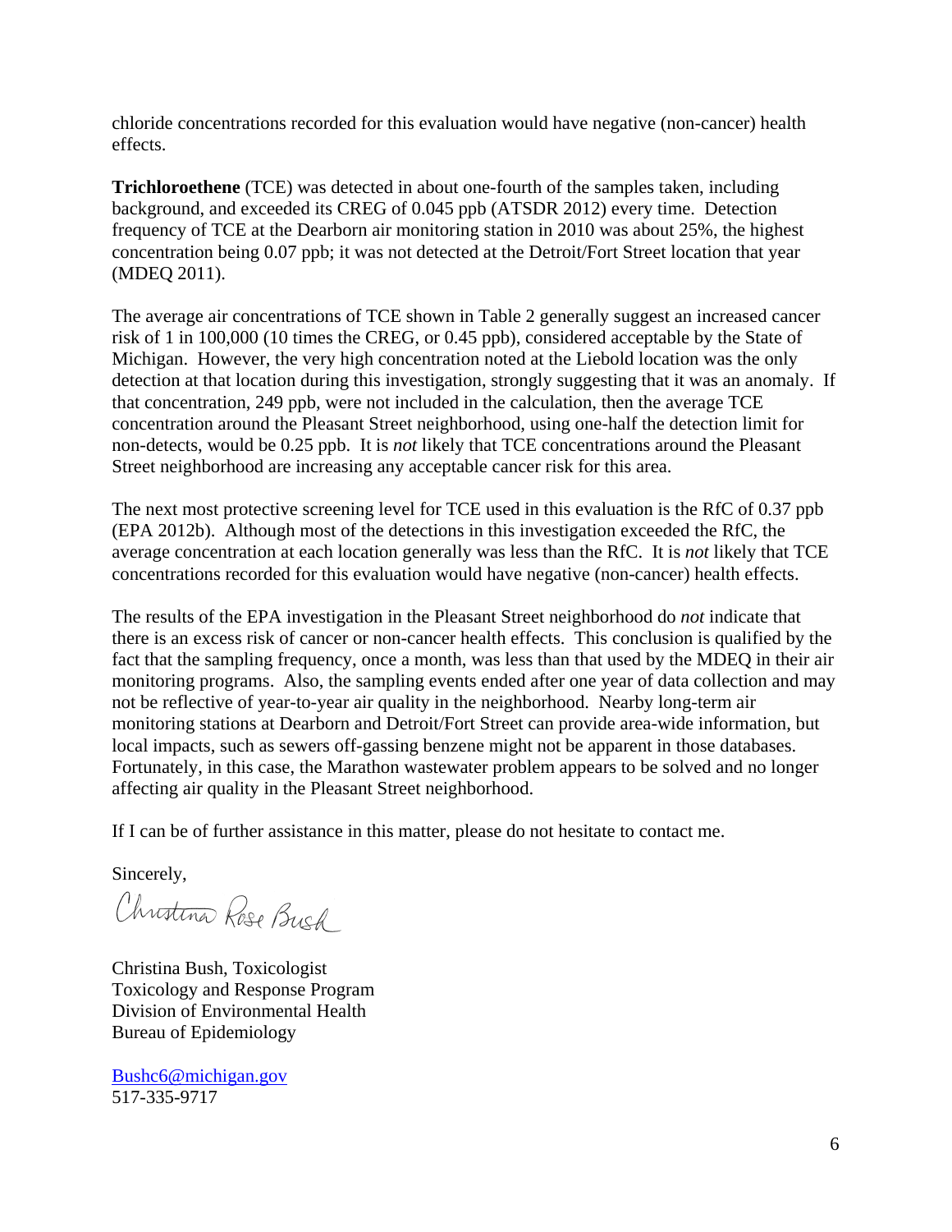chloride concentrations recorded for this evaluation would have negative (non-cancer) health effects.

**Trichloroethene** (TCE) was detected in about one-fourth of the samples taken, including background, and exceeded its CREG of 0.045 ppb (ATSDR 2012) every time. Detection frequency of TCE at the Dearborn air monitoring station in 2010 was about 25%, the highest concentration being 0.07 ppb; it was not detected at the Detroit/Fort Street location that year (MDEQ 2011).

The average air concentrations of TCE shown in Table 2 generally suggest an increased cancer risk of 1 in 100,000 (10 times the CREG, or 0.45 ppb), considered acceptable by the State of Michigan. However, the very high concentration noted at the Liebold location was the only detection at that location during this investigation, strongly suggesting that it was an anomaly. If that concentration, 249 ppb, were not included in the calculation, then the average TCE concentration around the Pleasant Street neighborhood, using one-half the detection limit for non-detects, would be 0.25 ppb. It is *not* likely that TCE concentrations around the Pleasant Street neighborhood are increasing any acceptable cancer risk for this area.

The next most protective screening level for TCE used in this evaluation is the RfC of 0.37 ppb (EPA 2012b). Although most of the detections in this investigation exceeded the RfC, the average concentration at each location generally was less than the RfC. It is *not* likely that TCE concentrations recorded for this evaluation would have negative (non-cancer) health effects.

The results of the EPA investigation in the Pleasant Street neighborhood do *not* indicate that there is an excess risk of cancer or non-cancer health effects. This conclusion is qualified by the fact that the sampling frequency, once a month, was less than that used by the MDEQ in their air monitoring programs. Also, the sampling events ended after one year of data collection and may not be reflective of year-to-year air quality in the neighborhood. Nearby long-term air monitoring stations at Dearborn and Detroit/Fort Street can provide area-wide information, but local impacts, such as sewers off-gassing benzene might not be apparent in those databases. Fortunately, in this case, the Marathon wastewater problem appears to be solved and no longer affecting air quality in the Pleasant Street neighborhood.

If I can be of further assistance in this matter, please do not hesitate to contact me.

Sincerely,

Christina Rose Bush

Christina Bush, Toxicologist
Toxicology and Response Program
Division of Environmental Health
Bureau of Epidemiology

Bushc6@michigan.gov
517-335-9717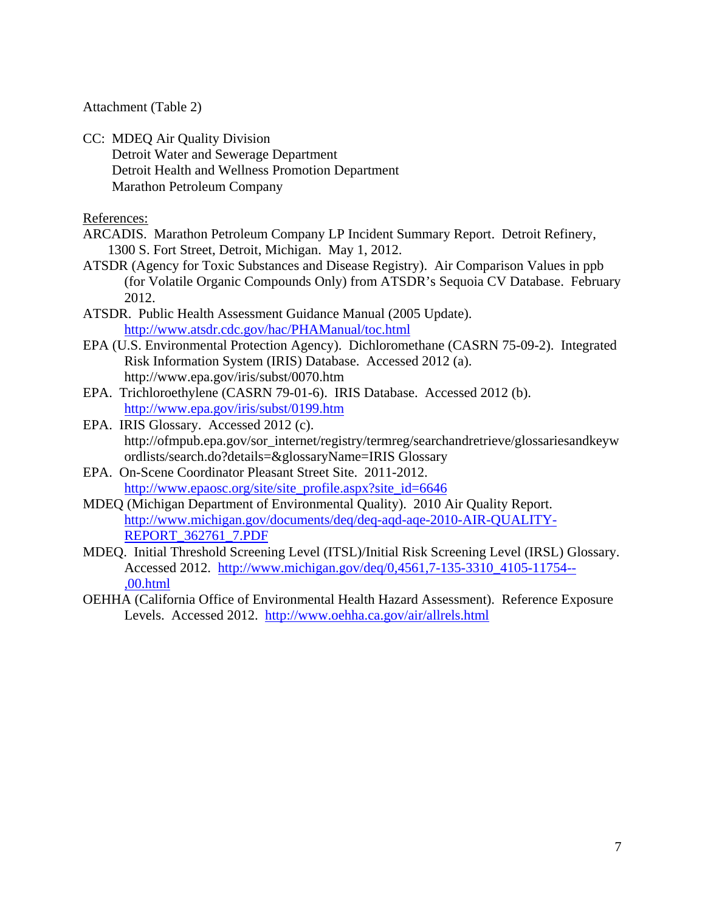Attachment (Table 2)

CC: MDEQ Air Quality Division
Detroit Water and Sewerage Department
Detroit Health and Wellness Promotion Department
Marathon Petroleum Company

References:

ARCADIS. Marathon Petroleum Company LP Incident Summary Report. Detroit Refinery, 1300 S. Fort Street, Detroit, Michigan. May 1, 2012.

ATSDR (Agency for Toxic Substances and Disease Registry). Air Comparison Values in ppb (for Volatile Organic Compounds Only) from ATSDR's Sequoia CV Database. February 2012.

ATSDR. Public Health Assessment Guidance Manual (2005 Update). http://www.atsdr.cdc.gov/hac/PHAManual/toc.html

EPA (U.S. Environmental Protection Agency). Dichloromethane (CASRN 75-09-2). Integrated Risk Information System (IRIS) Database. Accessed 2012 (a). http://www.epa.gov/iris/subst/0070.htm

EPA. Trichloroethylene (CASRN 79-01-6). IRIS Database. Accessed 2012 (b). http://www.epa.gov/iris/subst/0199.htm

EPA. IRIS Glossary. Accessed 2012 (c). http://ofmpub.epa.gov/sor_internet/registry/termreg/searchandretrieve/glossariesandkeywordlists/search.do?details=&glossaryName=IRIS Glossary

EPA. On-Scene Coordinator Pleasant Street Site. 2011-2012. http://www.epaosc.org/site/site_profile.aspx?site_id=6646

MDEQ (Michigan Department of Environmental Quality). 2010 Air Quality Report. http://www.michigan.gov/documents/deq/deq-aqd-aqe-2010-AIR-QUALITY-REPORT_362761_7.PDF

MDEQ. Initial Threshold Screening Level (ITSL)/Initial Risk Screening Level (IRSL) Glossary. Accessed 2012. http://www.michigan.gov/deq/0,4561,7-135-3310_4105-11754--,00.html

OEHHA (California Office of Environmental Health Hazard Assessment). Reference Exposure Levels. Accessed 2012. http://www.oehha.ca.gov/air/allrels.html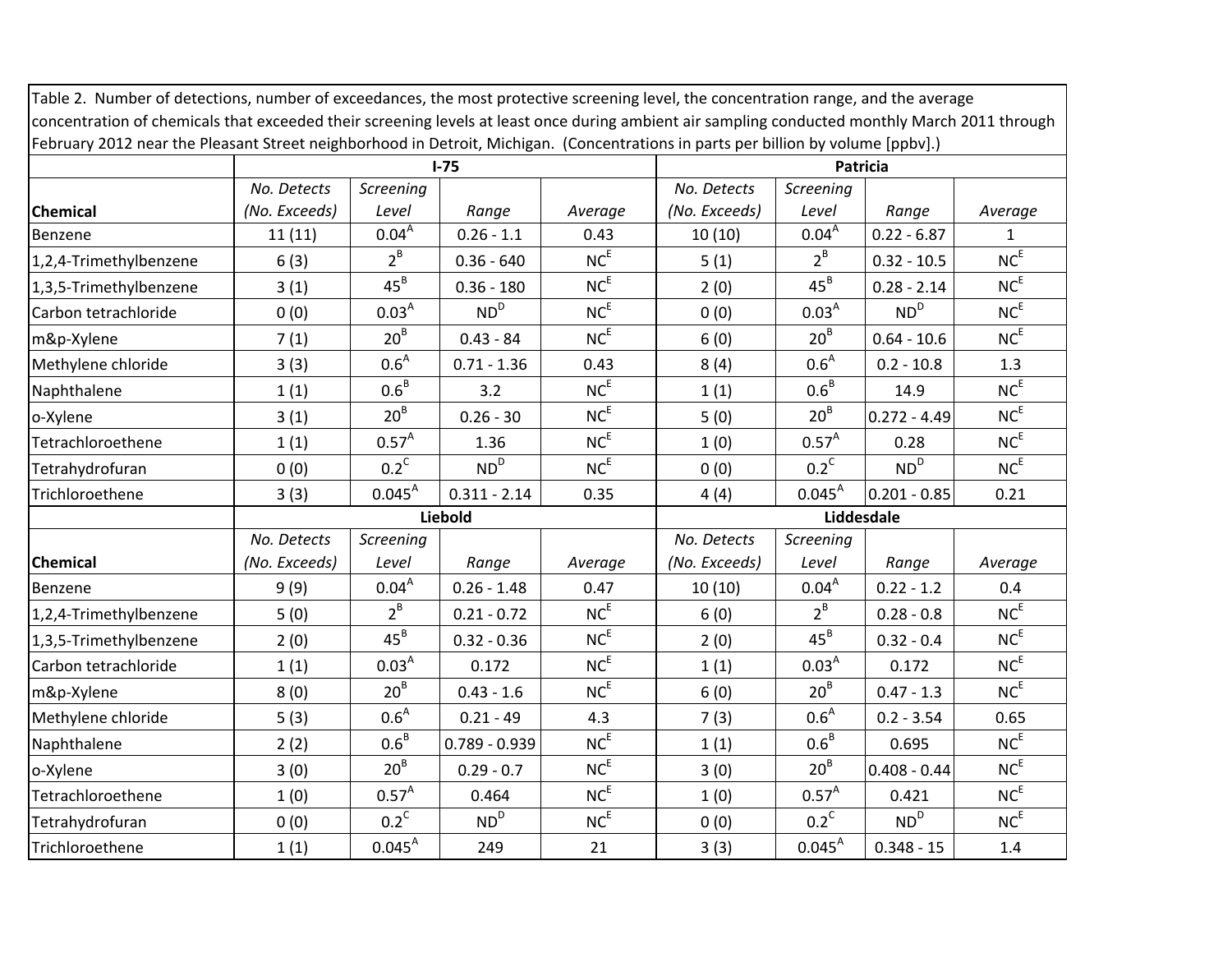Table 2. Number of detections, number of exceedances, the most protective screening level, the concentration range, and the average concentration of chemicals that exceeded their screening levels at least once during ambient air sampling conducted monthly March 2011 through February 2012 near the Pleasant Street neighborhood in Detroit, Michigan. (Concentrations in parts per billion by volume [ppbv].)

| | I-75 | | | | Patricia | | | |
|---|---|---|---|---|---|---|---|---|
| **Chemical** | *No. Detects (No. Exceeds)* | *Screening Level* | *Range* | *Average* | *No. Detects (No. Exceeds)* | *Screening Level* | *Range* | *Average* |
| Benzene | 11 (11) | 0.04[A] | 0.26 - 1.1 | 0.43 | 10 (10) | 0.04[A] | 0.22 - 6.87 | 1 |
| 1,2,4-Trimethylbenzene | 6 (3) | 2[B] | 0.36 - 640 | NC[E] | 5 (1) | 2[B] | 0.32 - 10.5 | NC[E] |
| 1,3,5-Trimethylbenzene | 3 (1) | 45[B] | 0.36 - 180 | NC[E] | 2 (0) | 45[B] | 0.28 - 2.14 | NC[E] |
| Carbon tetrachloride | 0 (0) | 0.03[A] | ND[D] | NC[E] | 0 (0) | 0.03[A] | ND[D] | NC[E] |
| m&p-Xylene | 7 (1) | 20[B] | 0.43 - 84 | NC[E] | 6 (0) | 20[B] | 0.64 - 10.6 | NC[E] |
| Methylene chloride | 3 (3) | 0.6[A] | 0.71 - 1.36 | 0.43 | 8 (4) | 0.6[A] | 0.2 - 10.8 | 1.3 |
| Naphthalene | 1 (1) | 0.6[B] | 3.2 | NC[E] | 1 (1) | 0.6[B] | 14.9 | NC[E] |
| o-Xylene | 3 (1) | 20[B] | 0.26 - 30 | NC[E] | 5 (0) | 20[B] | 0.272 - 4.49 | NC[E] |
| Tetrachloroethene | 1 (1) | 0.57[A] | 1.36 | NC[E] | 1 (0) | 0.57[A] | 0.28 | NC[E] |
| Tetrahydrofuran | 0 (0) | 0.2[C] | ND[D] | NC[E] | 0 (0) | 0.2[C] | ND[D] | NC[E] |
| Trichloroethene | 3 (3) | 0.045[A] | 0.311 - 2.14 | 0.35 | 4 (4) | 0.045[A] | 0.201 - 0.85 | 0.21 |
| | **Liebold** | | | | **Liddesdale** | | | |
| **Chemical** | *No. Detects (No. Exceeds)* | *Screening Level* | *Range* | *Average* | *No. Detects (No. Exceeds)* | *Screening Level* | *Range* | *Average* |
| Benzene | 9 (9) | 0.04[A] | 0.26 - 1.48 | 0.47 | 10 (10) | 0.04[A] | 0.22 - 1.2 | 0.4 |
| 1,2,4-Trimethylbenzene | 5 (0) | 2[B] | 0.21 - 0.72 | NC[E] | 6 (0) | 2[B] | 0.28 - 0.8 | NC[E] |
| 1,3,5-Trimethylbenzene | 2 (0) | 45[B] | 0.32 - 0.36 | NC[E] | 2 (0) | 45[B] | 0.32 - 0.4 | NC[E] |
| Carbon tetrachloride | 1 (1) | 0.03[A] | 0.172 | NC[E] | 1 (1) | 0.03[A] | 0.172 | NC[E] |
| m&p-Xylene | 8 (0) | 20[B] | 0.43 - 1.6 | NC[E] | 6 (0) | 20[B] | 0.47 - 1.3 | NC[E] |
| Methylene chloride | 5 (3) | 0.6[A] | 0.21 - 49 | 4.3 | 7 (3) | 0.6[A] | 0.2 - 3.54 | 0.65 |
| Naphthalene | 2 (2) | 0.6[B] | 0.789 - 0.939 | NC[E] | 1 (1) | 0.6[B] | 0.695 | NC[E] |
| o-Xylene | 3 (0) | 20[B] | 0.29 - 0.7 | NC[E] | 3 (0) | 20[B] | 0.408 - 0.44 | NC[E] |
| Tetrachloroethene | 1 (0) | 0.57[A] | 0.464 | NC[E] | 1 (0) | 0.57[A] | 0.421 | NC[E] |
| Tetrahydrofuran | 0 (0) | 0.2[C] | ND[D] | NC[E] | 0 (0) | 0.2[C] | ND[D] | NC[E] |
| Trichloroethene | 1 (1) | 0.045[A] | 249 | 21 | 3 (3) | 0.045[A] | 0.348 - 15 | 1.4 |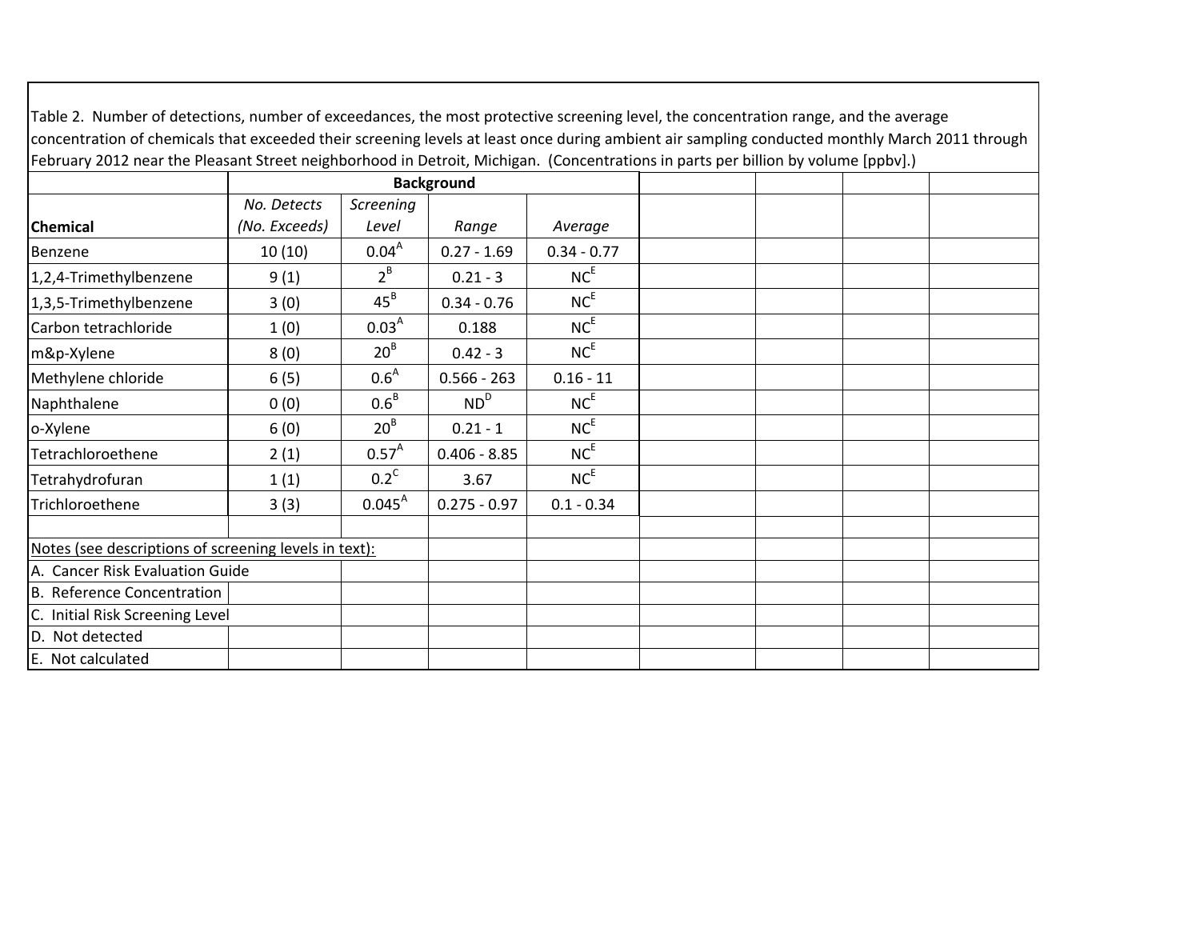Table 2. Number of detections, number of exceedances, the most protective screening level, the concentration range, and the average concentration of chemicals that exceeded their screening levels at least once during ambient air sampling conducted monthly March 2011 through February 2012 near the Pleasant Street neighborhood in Detroit, Michigan. (Concentrations in parts per billion by volume [ppbv].)

| | Background | | | |
|---|---|---|---|---|
| **Chemical** | *No. Detects (No. Exceeds)* | *Screening Level* | *Range* | *Average* |
| Benzene | 10 (10) | 0.04[A] | 0.27 - 1.69 | 0.34 - 0.77 |
| 1,2,4-Trimethylbenzene | 9 (1) | 2[B] | 0.21 - 3 | NC[E] |
| 1,3,5-Trimethylbenzene | 3 (0) | 45[B] | 0.34 - 0.76 | NC[E] |
| Carbon tetrachloride | 1 (0) | 0.03[A] | 0.188 | NC[E] |
| m&p-Xylene | 8 (0) | 20[B] | 0.42 - 3 | NC[E] |
| Methylene chloride | 6 (5) | 0.6[A] | 0.566 - 263 | 0.16 - 11 |
| Naphthalene | 0 (0) | 0.6[B] | ND[D] | NC[E] |
| o-Xylene | 6 (0) | 20[B] | 0.21 - 1 | NC[E] |
| Tetrachloroethene | 2 (1) | 0.57[A] | 0.406 - 8.85 | NC[E] |
| Tetrahydrofuran | 1 (1) | 0.2[C] | 3.67 | NC[E] |
| Trichloroethene | 3 (3) | 0.045[A] | 0.275 - 0.97 | 0.1 - 0.34 |

Notes (see descriptions of screening levels in text):

A. Cancer Risk Evaluation Guide

B. Reference Concentration

C. Initial Risk Screening Level

D. Not detected

E. Not calculated